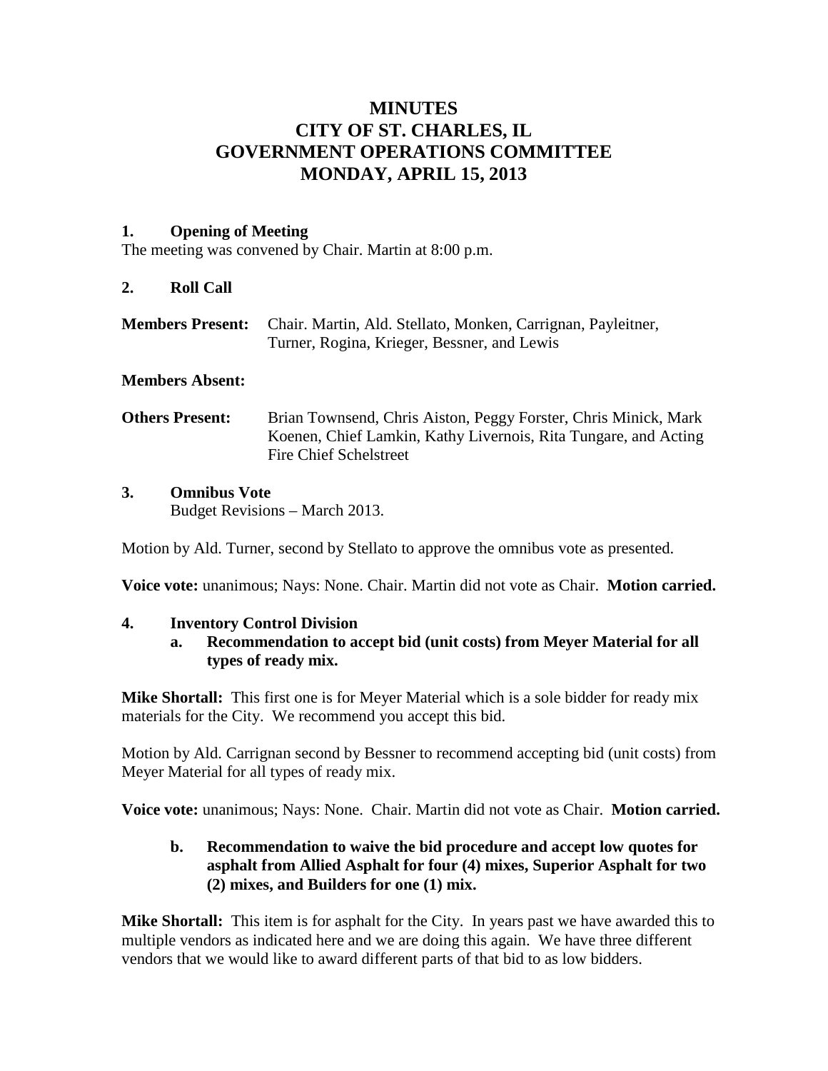# MINUTES
# CITY OF ST. CHARLES, IL
# GOVERNMENT OPERATIONS COMMITTEE
# MONDAY, APRIL 15, 2013

## 1. Opening of Meeting

The meeting was convened by Chair. Martin at 8:00 p.m.

## 2. Roll Call

**Members Present:** Chair. Martin, Ald. Stellato, Monken, Carrignan, Payleitner, Turner, Rogina, Krieger, Bessner, and Lewis

**Members Absent:**

**Others Present:** Brian Townsend, Chris Aiston, Peggy Forster, Chris Minick, Mark Koenen, Chief Lamkin, Kathy Livernois, Rita Tungare, and Acting Fire Chief Schelstreet

## 3. Omnibus Vote

Budget Revisions – March 2013.

Motion by Ald. Turner, second by Stellato to approve the omnibus vote as presented.

**Voice vote:** unanimous; Nays: None. Chair. Martin did not vote as Chair. **Motion carried.**

## 4. Inventory Control Division

### a. Recommendation to accept bid (unit costs) from Meyer Material for all types of ready mix.

**Mike Shortall:** This first one is for Meyer Material which is a sole bidder for ready mix materials for the City. We recommend you accept this bid.

Motion by Ald. Carrignan second by Bessner to recommend accepting bid (unit costs) from Meyer Material for all types of ready mix.

**Voice vote:** unanimous; Nays: None. Chair. Martin did not vote as Chair. **Motion carried.**

### b. Recommendation to waive the bid procedure and accept low quotes for asphalt from Allied Asphalt for four (4) mixes, Superior Asphalt for two (2) mixes, and Builders for one (1) mix.

**Mike Shortall:** This item is for asphalt for the City. In years past we have awarded this to multiple vendors as indicated here and we are doing this again. We have three different vendors that we would like to award different parts of that bid to as low bidders.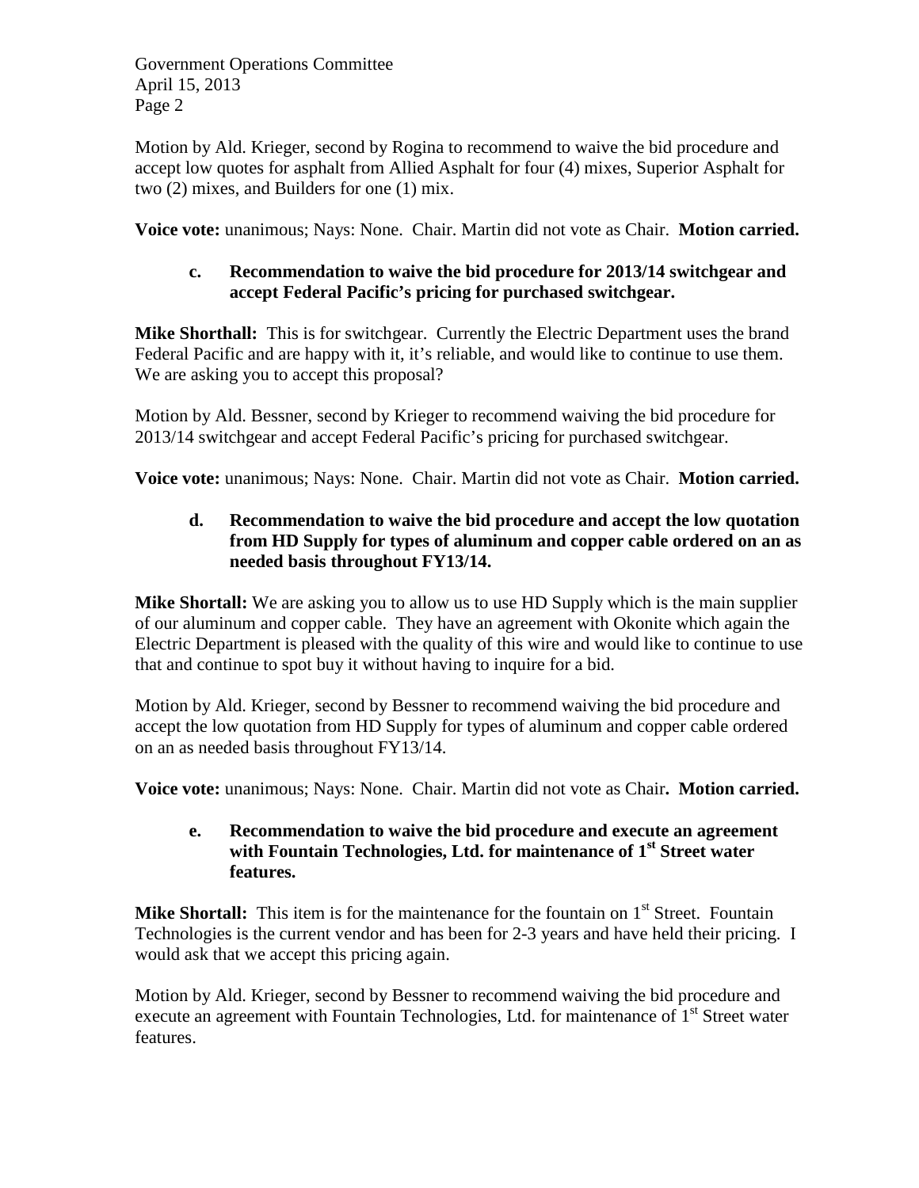Motion by Ald. Krieger, second by Rogina to recommend to waive the bid procedure and accept low quotes for asphalt from Allied Asphalt for four (4) mixes, Superior Asphalt for two (2) mixes, and Builders for one (1) mix.

**Voice vote:** unanimous; Nays: None. Chair. Martin did not vote as Chair. **Motion carried.**

**c. Recommendation to waive the bid procedure for 2013/14 switchgear and accept Federal Pacific's pricing for purchased switchgear.**

**Mike Shorthall:** This is for switchgear. Currently the Electric Department uses the brand Federal Pacific and are happy with it, it's reliable, and would like to continue to use them. We are asking you to accept this proposal?

Motion by Ald. Bessner, second by Krieger to recommend waiving the bid procedure for 2013/14 switchgear and accept Federal Pacific's pricing for purchased switchgear.

**Voice vote:** unanimous; Nays: None. Chair. Martin did not vote as Chair. **Motion carried.**

**d. Recommendation to waive the bid procedure and accept the low quotation from HD Supply for types of aluminum and copper cable ordered on an as needed basis throughout FY13/14.**

**Mike Shortall:** We are asking you to allow us to use HD Supply which is the main supplier of our aluminum and copper cable. They have an agreement with Okonite which again the Electric Department is pleased with the quality of this wire and would like to continue to use that and continue to spot buy it without having to inquire for a bid.

Motion by Ald. Krieger, second by Bessner to recommend waiving the bid procedure and accept the low quotation from HD Supply for types of aluminum and copper cable ordered on an as needed basis throughout FY13/14.

**Voice vote:** unanimous; Nays: None. Chair. Martin did not vote as Chair**. Motion carried.**

**e. Recommendation to waive the bid procedure and execute an agreement with Fountain Technologies, Ltd. for maintenance of 1st Street water features.**

**Mike Shortall:** This item is for the maintenance for the fountain on 1st Street. Fountain Technologies is the current vendor and has been for 2-3 years and have held their pricing. I would ask that we accept this pricing again.

Motion by Ald. Krieger, second by Bessner to recommend waiving the bid procedure and execute an agreement with Fountain Technologies, Ltd. for maintenance of 1st Street water features.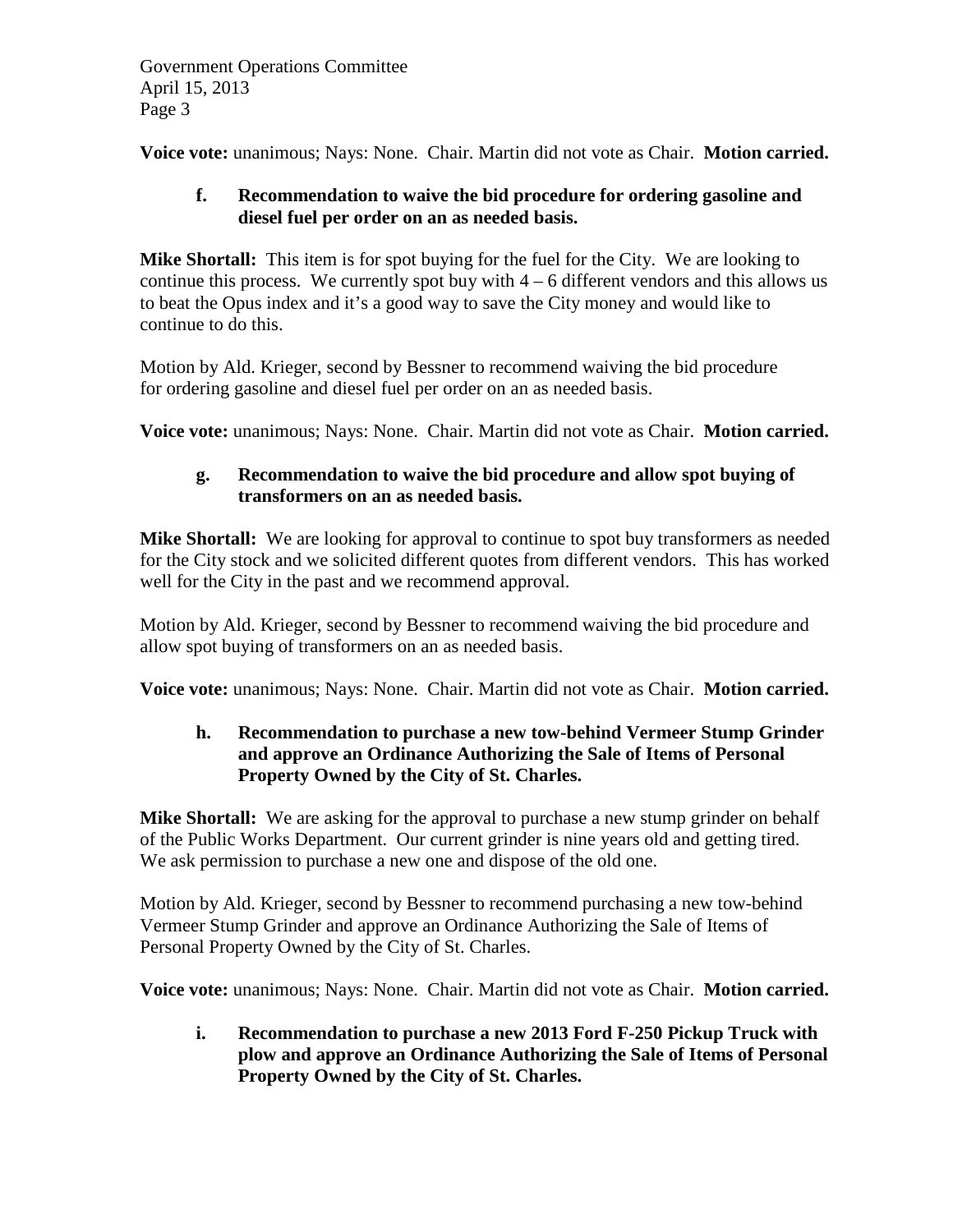**Voice vote:** unanimous; Nays: None. Chair. Martin did not vote as Chair. **Motion carried.**

**f. Recommendation to waive the bid procedure for ordering gasoline and diesel fuel per order on an as needed basis.**

**Mike Shortall:** This item is for spot buying for the fuel for the City. We are looking to continue this process. We currently spot buy with 4 – 6 different vendors and this allows us to beat the Opus index and it's a good way to save the City money and would like to continue to do this.

Motion by Ald. Krieger, second by Bessner to recommend waiving the bid procedure for ordering gasoline and diesel fuel per order on an as needed basis.

**Voice vote:** unanimous; Nays: None. Chair. Martin did not vote as Chair. **Motion carried.**

**g. Recommendation to waive the bid procedure and allow spot buying of transformers on an as needed basis.**

**Mike Shortall:** We are looking for approval to continue to spot buy transformers as needed for the City stock and we solicited different quotes from different vendors. This has worked well for the City in the past and we recommend approval.

Motion by Ald. Krieger, second by Bessner to recommend waiving the bid procedure and allow spot buying of transformers on an as needed basis.

**Voice vote:** unanimous; Nays: None. Chair. Martin did not vote as Chair. **Motion carried.**

**h. Recommendation to purchase a new tow-behind Vermeer Stump Grinder and approve an Ordinance Authorizing the Sale of Items of Personal Property Owned by the City of St. Charles.**

**Mike Shortall:** We are asking for the approval to purchase a new stump grinder on behalf of the Public Works Department. Our current grinder is nine years old and getting tired. We ask permission to purchase a new one and dispose of the old one.

Motion by Ald. Krieger, second by Bessner to recommend purchasing a new tow-behind Vermeer Stump Grinder and approve an Ordinance Authorizing the Sale of Items of Personal Property Owned by the City of St. Charles.

**Voice vote:** unanimous; Nays: None. Chair. Martin did not vote as Chair. **Motion carried.**

**i. Recommendation to purchase a new 2013 Ford F-250 Pickup Truck with plow and approve an Ordinance Authorizing the Sale of Items of Personal Property Owned by the City of St. Charles.**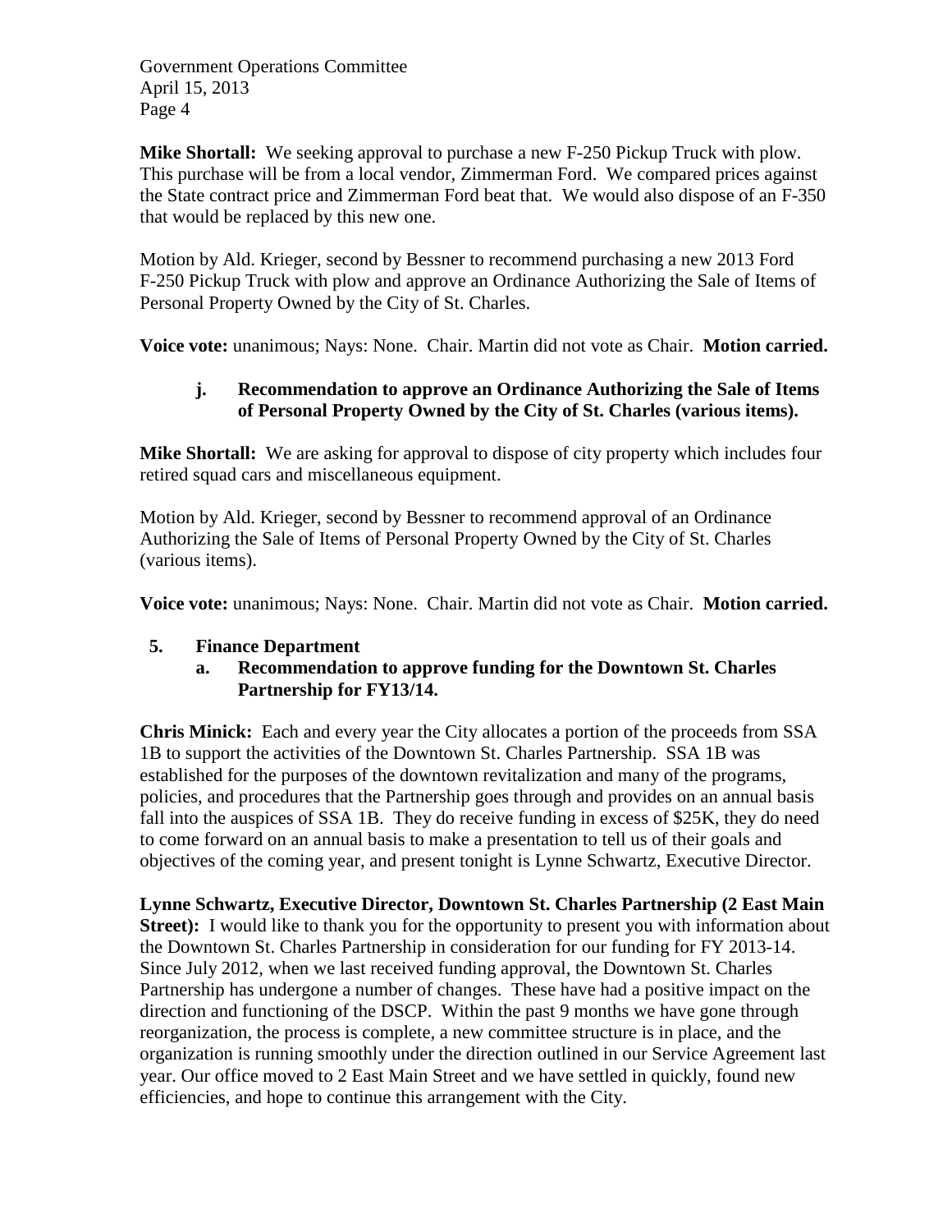**Mike Shortall:** We seeking approval to purchase a new F-250 Pickup Truck with plow. This purchase will be from a local vendor, Zimmerman Ford. We compared prices against the State contract price and Zimmerman Ford beat that. We would also dispose of an F-350 that would be replaced by this new one.

Motion by Ald. Krieger, second by Bessner to recommend purchasing a new 2013 Ford F-250 Pickup Truck with plow and approve an Ordinance Authorizing the Sale of Items of Personal Property Owned by the City of St. Charles.

**Voice vote:** unanimous; Nays: None. Chair. Martin did not vote as Chair. **Motion carried.**

**j. Recommendation to approve an Ordinance Authorizing the Sale of Items of Personal Property Owned by the City of St. Charles (various items).**

**Mike Shortall:** We are asking for approval to dispose of city property which includes four retired squad cars and miscellaneous equipment.

Motion by Ald. Krieger, second by Bessner to recommend approval of an Ordinance Authorizing the Sale of Items of Personal Property Owned by the City of St. Charles (various items).

**Voice vote:** unanimous; Nays: None. Chair. Martin did not vote as Chair. **Motion carried.**

**5. Finance Department**

**a. Recommendation to approve funding for the Downtown St. Charles Partnership for FY13/14.**

**Chris Minick:** Each and every year the City allocates a portion of the proceeds from SSA 1B to support the activities of the Downtown St. Charles Partnership. SSA 1B was established for the purposes of the downtown revitalization and many of the programs, policies, and procedures that the Partnership goes through and provides on an annual basis fall into the auspices of SSA 1B. They do receive funding in excess of $25K, they do need to come forward on an annual basis to make a presentation to tell us of their goals and objectives of the coming year, and present tonight is Lynne Schwartz, Executive Director.

**Lynne Schwartz, Executive Director, Downtown St. Charles Partnership (2 East Main Street):** I would like to thank you for the opportunity to present you with information about the Downtown St. Charles Partnership in consideration for our funding for FY 2013-14. Since July 2012, when we last received funding approval, the Downtown St. Charles Partnership has undergone a number of changes. These have had a positive impact on the direction and functioning of the DSCP. Within the past 9 months we have gone through reorganization, the process is complete, a new committee structure is in place, and the organization is running smoothly under the direction outlined in our Service Agreement last year. Our office moved to 2 East Main Street and we have settled in quickly, found new efficiencies, and hope to continue this arrangement with the City.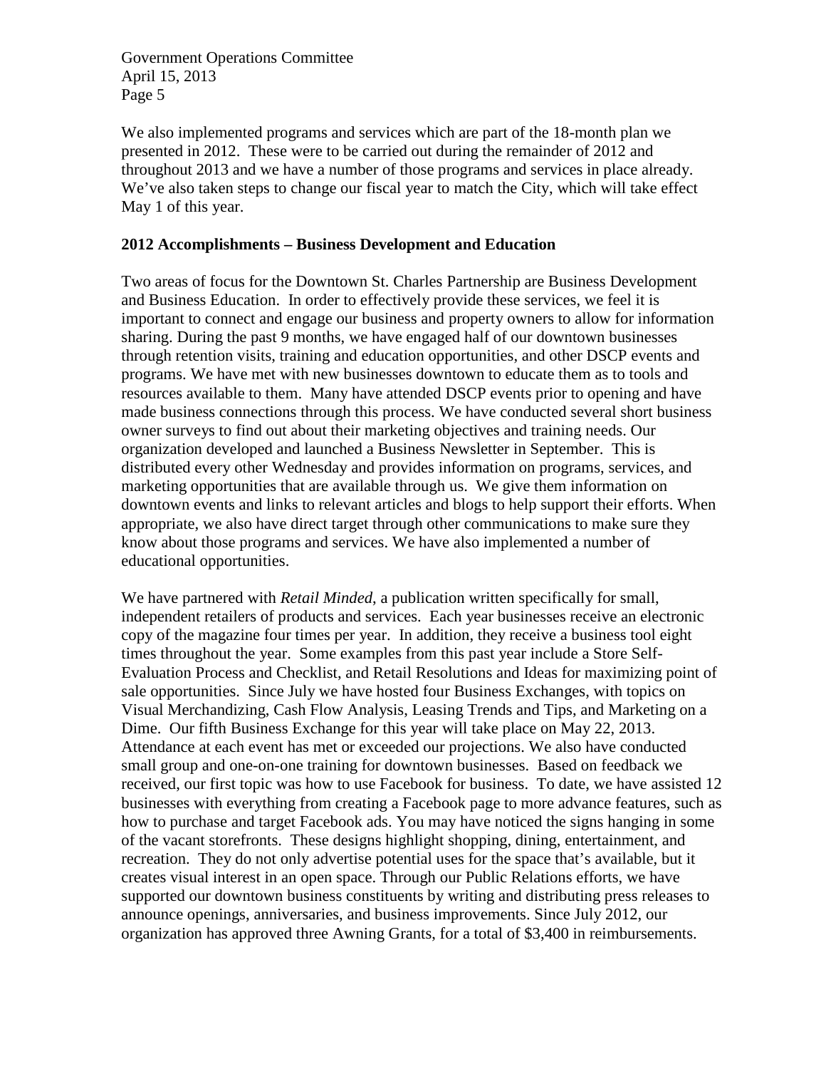We also implemented programs and services which are part of the 18-month plan we presented in 2012. These were to be carried out during the remainder of 2012 and throughout 2013 and we have a number of those programs and services in place already. We've also taken steps to change our fiscal year to match the City, which will take effect May 1 of this year.

**2012 Accomplishments – Business Development and Education**

Two areas of focus for the Downtown St. Charles Partnership are Business Development and Business Education. In order to effectively provide these services, we feel it is important to connect and engage our business and property owners to allow for information sharing. During the past 9 months, we have engaged half of our downtown businesses through retention visits, training and education opportunities, and other DSCP events and programs. We have met with new businesses downtown to educate them as to tools and resources available to them. Many have attended DSCP events prior to opening and have made business connections through this process. We have conducted several short business owner surveys to find out about their marketing objectives and training needs. Our organization developed and launched a Business Newsletter in September. This is distributed every other Wednesday and provides information on programs, services, and marketing opportunities that are available through us. We give them information on downtown events and links to relevant articles and blogs to help support their efforts. When appropriate, we also have direct target through other communications to make sure they know about those programs and services. We have also implemented a number of educational opportunities.

We have partnered with *Retail Minded*, a publication written specifically for small, independent retailers of products and services. Each year businesses receive an electronic copy of the magazine four times per year. In addition, they receive a business tool eight times throughout the year. Some examples from this past year include a Store Self-Evaluation Process and Checklist, and Retail Resolutions and Ideas for maximizing point of sale opportunities. Since July we have hosted four Business Exchanges, with topics on Visual Merchandizing, Cash Flow Analysis, Leasing Trends and Tips, and Marketing on a Dime. Our fifth Business Exchange for this year will take place on May 22, 2013. Attendance at each event has met or exceeded our projections. We also have conducted small group and one-on-one training for downtown businesses. Based on feedback we received, our first topic was how to use Facebook for business. To date, we have assisted 12 businesses with everything from creating a Facebook page to more advance features, such as how to purchase and target Facebook ads. You may have noticed the signs hanging in some of the vacant storefronts. These designs highlight shopping, dining, entertainment, and recreation. They do not only advertise potential uses for the space that's available, but it creates visual interest in an open space. Through our Public Relations efforts, we have supported our downtown business constituents by writing and distributing press releases to announce openings, anniversaries, and business improvements. Since July 2012, our organization has approved three Awning Grants, for a total of $3,400 in reimbursements.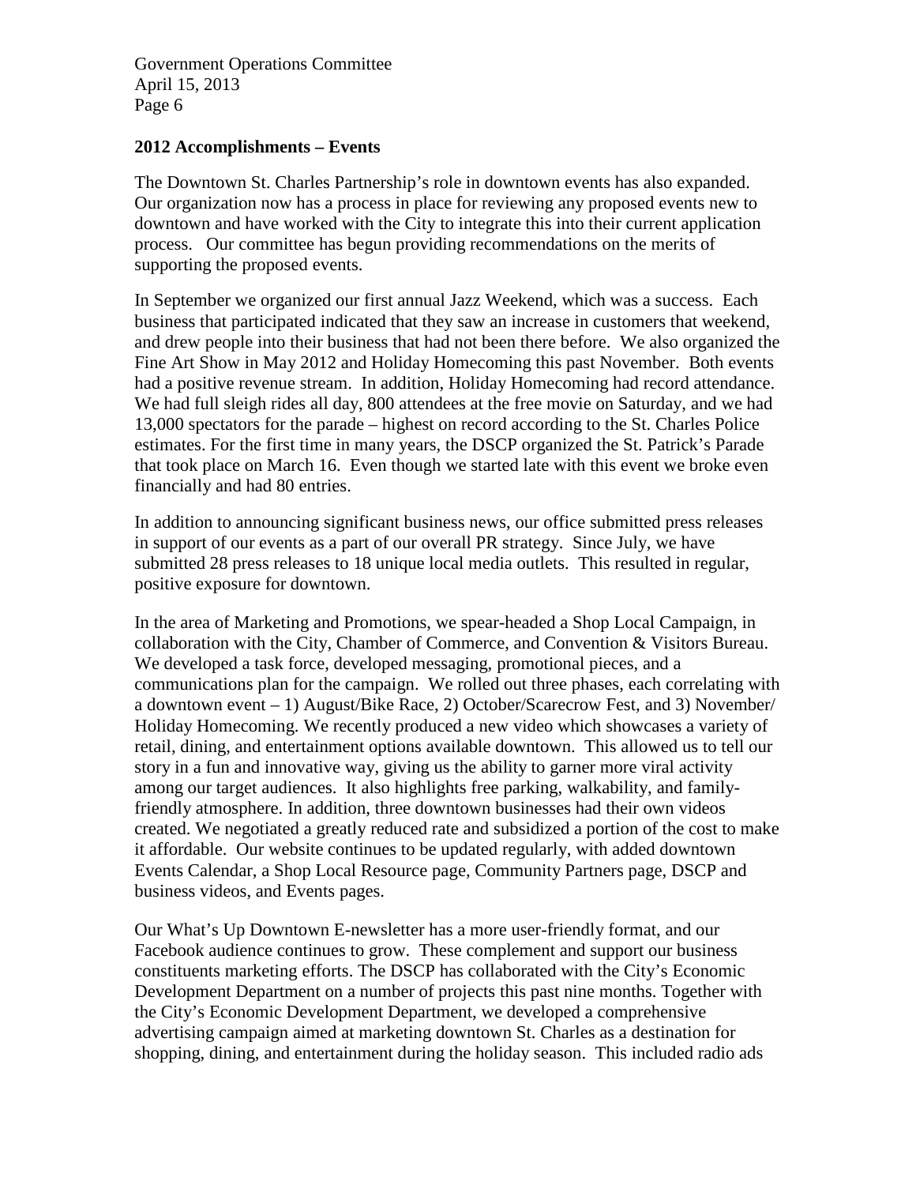**2012 Accomplishments – Events**

The Downtown St. Charles Partnership's role in downtown events has also expanded. Our organization now has a process in place for reviewing any proposed events new to downtown and have worked with the City to integrate this into their current application process. Our committee has begun providing recommendations on the merits of supporting the proposed events.

In September we organized our first annual Jazz Weekend, which was a success. Each business that participated indicated that they saw an increase in customers that weekend, and drew people into their business that had not been there before. We also organized the Fine Art Show in May 2012 and Holiday Homecoming this past November. Both events had a positive revenue stream. In addition, Holiday Homecoming had record attendance. We had full sleigh rides all day, 800 attendees at the free movie on Saturday, and we had 13,000 spectators for the parade – highest on record according to the St. Charles Police estimates. For the first time in many years, the DSCP organized the St. Patrick's Parade that took place on March 16. Even though we started late with this event we broke even financially and had 80 entries.

In addition to announcing significant business news, our office submitted press releases in support of our events as a part of our overall PR strategy. Since July, we have submitted 28 press releases to 18 unique local media outlets. This resulted in regular, positive exposure for downtown.

In the area of Marketing and Promotions, we spear-headed a Shop Local Campaign, in collaboration with the City, Chamber of Commerce, and Convention & Visitors Bureau. We developed a task force, developed messaging, promotional pieces, and a communications plan for the campaign. We rolled out three phases, each correlating with a downtown event – 1) August/Bike Race, 2) October/Scarecrow Fest, and 3) November/ Holiday Homecoming. We recently produced a new video which showcases a variety of retail, dining, and entertainment options available downtown. This allowed us to tell our story in a fun and innovative way, giving us the ability to garner more viral activity among our target audiences. It also highlights free parking, walkability, and family-friendly atmosphere. In addition, three downtown businesses had their own videos created. We negotiated a greatly reduced rate and subsidized a portion of the cost to make it affordable. Our website continues to be updated regularly, with added downtown Events Calendar, a Shop Local Resource page, Community Partners page, DSCP and business videos, and Events pages.

Our What's Up Downtown E-newsletter has a more user-friendly format, and our Facebook audience continues to grow. These complement and support our business constituents marketing efforts. The DSCP has collaborated with the City's Economic Development Department on a number of projects this past nine months. Together with the City's Economic Development Department, we developed a comprehensive advertising campaign aimed at marketing downtown St. Charles as a destination for shopping, dining, and entertainment during the holiday season. This included radio ads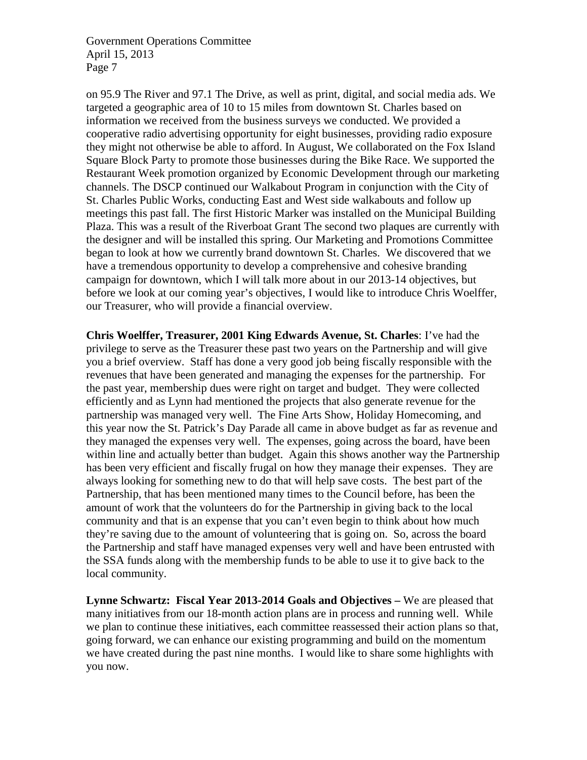on 95.9 The River and 97.1 The Drive, as well as print, digital, and social media ads. We targeted a geographic area of 10 to 15 miles from downtown St. Charles based on information we received from the business surveys we conducted. We provided a cooperative radio advertising opportunity for eight businesses, providing radio exposure they might not otherwise be able to afford. In August, We collaborated on the Fox Island Square Block Party to promote those businesses during the Bike Race. We supported the Restaurant Week promotion organized by Economic Development through our marketing channels. The DSCP continued our Walkabout Program in conjunction with the City of St. Charles Public Works, conducting East and West side walkabouts and follow up meetings this past fall. The first Historic Marker was installed on the Municipal Building Plaza. This was a result of the Riverboat Grant The second two plaques are currently with the designer and will be installed this spring. Our Marketing and Promotions Committee began to look at how we currently brand downtown St. Charles. We discovered that we have a tremendous opportunity to develop a comprehensive and cohesive branding campaign for downtown, which I will talk more about in our 2013-14 objectives, but before we look at our coming year's objectives, I would like to introduce Chris Woelffer, our Treasurer, who will provide a financial overview.

**Chris Woelffer, Treasurer, 2001 King Edwards Avenue, St. Charles**: I've had the privilege to serve as the Treasurer these past two years on the Partnership and will give you a brief overview. Staff has done a very good job being fiscally responsible with the revenues that have been generated and managing the expenses for the partnership. For the past year, membership dues were right on target and budget. They were collected efficiently and as Lynn had mentioned the projects that also generate revenue for the partnership was managed very well. The Fine Arts Show, Holiday Homecoming, and this year now the St. Patrick's Day Parade all came in above budget as far as revenue and they managed the expenses very well. The expenses, going across the board, have been within line and actually better than budget. Again this shows another way the Partnership has been very efficient and fiscally frugal on how they manage their expenses. They are always looking for something new to do that will help save costs. The best part of the Partnership, that has been mentioned many times to the Council before, has been the amount of work that the volunteers do for the Partnership in giving back to the local community and that is an expense that you can't even begin to think about how much they're saving due to the amount of volunteering that is going on. So, across the board the Partnership and staff have managed expenses very well and have been entrusted with the SSA funds along with the membership funds to be able to use it to give back to the local community.

**Lynne Schwartz: Fiscal Year 2013-2014 Goals and Objectives –** We are pleased that many initiatives from our 18-month action plans are in process and running well. While we plan to continue these initiatives, each committee reassessed their action plans so that, going forward, we can enhance our existing programming and build on the momentum we have created during the past nine months. I would like to share some highlights with you now.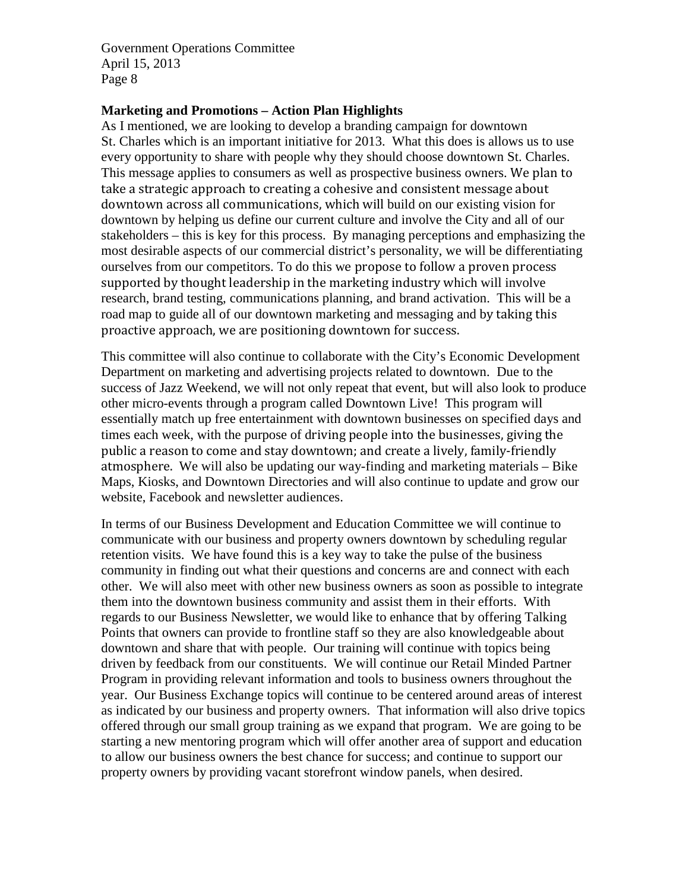**Marketing and Promotions – Action Plan Highlights**

As I mentioned, we are looking to develop a branding campaign for downtown St. Charles which is an important initiative for 2013. What this does is allows us to use every opportunity to share with people why they should choose downtown St. Charles. This message applies to consumers as well as prospective business owners. We plan to take a strategic approach to creating a cohesive and consistent message about downtown across all communications, which will build on our existing vision for downtown by helping us define our current culture and involve the City and all of our stakeholders – this is key for this process. By managing perceptions and emphasizing the most desirable aspects of our commercial district's personality, we will be differentiating ourselves from our competitors. To do this we propose to follow a proven process supported by thought leadership in the marketing industry which will involve research, brand testing, communications planning, and brand activation. This will be a road map to guide all of our downtown marketing and messaging and by taking this proactive approach, we are positioning downtown for success.

This committee will also continue to collaborate with the City's Economic Development Department on marketing and advertising projects related to downtown. Due to the success of Jazz Weekend, we will not only repeat that event, but will also look to produce other micro-events through a program called Downtown Live! This program will essentially match up free entertainment with downtown businesses on specified days and times each week, with the purpose of driving people into the businesses, giving the public a reason to come and stay downtown; and create a lively, family-friendly atmosphere. We will also be updating our way-finding and marketing materials – Bike Maps, Kiosks, and Downtown Directories and will also continue to update and grow our website, Facebook and newsletter audiences.

In terms of our Business Development and Education Committee we will continue to communicate with our business and property owners downtown by scheduling regular retention visits. We have found this is a key way to take the pulse of the business community in finding out what their questions and concerns are and connect with each other. We will also meet with other new business owners as soon as possible to integrate them into the downtown business community and assist them in their efforts. With regards to our Business Newsletter, we would like to enhance that by offering Talking Points that owners can provide to frontline staff so they are also knowledgeable about downtown and share that with people. Our training will continue with topics being driven by feedback from our constituents. We will continue our Retail Minded Partner Program in providing relevant information and tools to business owners throughout the year. Our Business Exchange topics will continue to be centered around areas of interest as indicated by our business and property owners. That information will also drive topics offered through our small group training as we expand that program. We are going to be starting a new mentoring program which will offer another area of support and education to allow our business owners the best chance for success; and continue to support our property owners by providing vacant storefront window panels, when desired.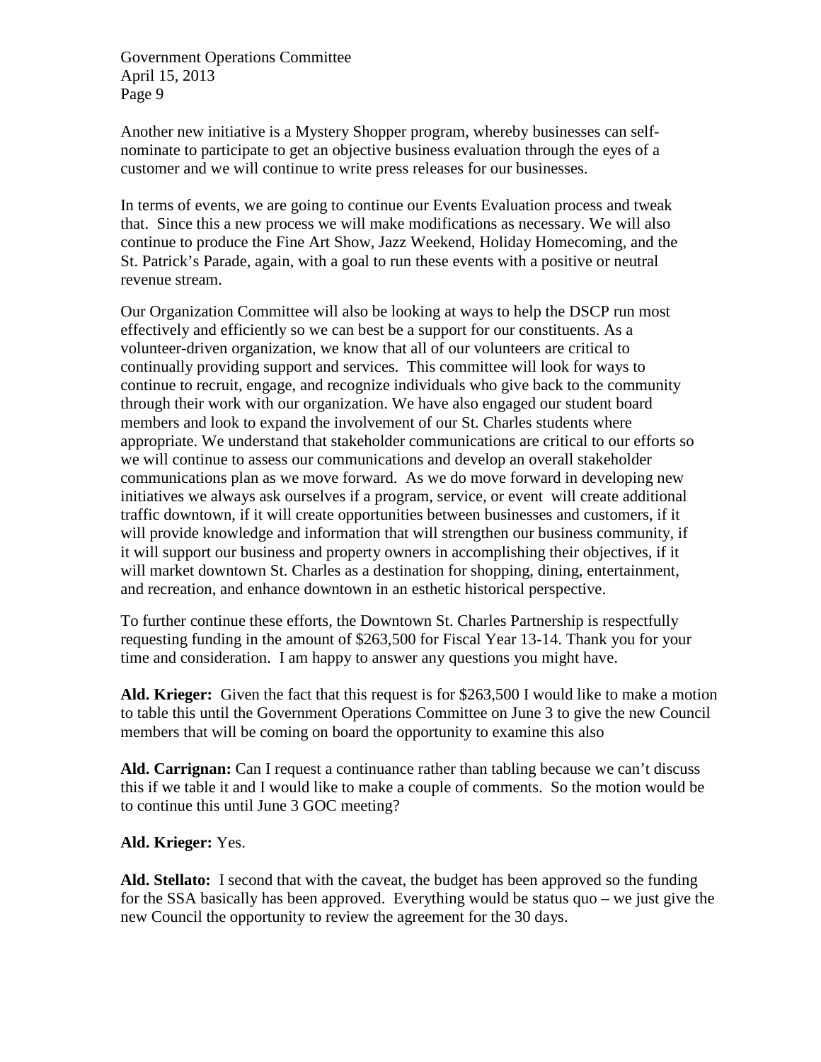Another new initiative is a Mystery Shopper program, whereby businesses can self-nominate to participate to get an objective business evaluation through the eyes of a customer and we will continue to write press releases for our businesses.

In terms of events, we are going to continue our Events Evaluation process and tweak that. Since this a new process we will make modifications as necessary. We will also continue to produce the Fine Art Show, Jazz Weekend, Holiday Homecoming, and the St. Patrick's Parade, again, with a goal to run these events with a positive or neutral revenue stream.

Our Organization Committee will also be looking at ways to help the DSCP run most effectively and efficiently so we can best be a support for our constituents. As a volunteer-driven organization, we know that all of our volunteers are critical to continually providing support and services. This committee will look for ways to continue to recruit, engage, and recognize individuals who give back to the community through their work with our organization. We have also engaged our student board members and look to expand the involvement of our St. Charles students where appropriate. We understand that stakeholder communications are critical to our efforts so we will continue to assess our communications and develop an overall stakeholder communications plan as we move forward. As we do move forward in developing new initiatives we always ask ourselves if a program, service, or event will create additional traffic downtown, if it will create opportunities between businesses and customers, if it will provide knowledge and information that will strengthen our business community, if it will support our business and property owners in accomplishing their objectives, if it will market downtown St. Charles as a destination for shopping, dining, entertainment, and recreation, and enhance downtown in an esthetic historical perspective.

To further continue these efforts, the Downtown St. Charles Partnership is respectfully requesting funding in the amount of $263,500 for Fiscal Year 13-14. Thank you for your time and consideration. I am happy to answer any questions you might have.

**Ald. Krieger:** Given the fact that this request is for $263,500 I would like to make a motion to table this until the Government Operations Committee on June 3 to give the new Council members that will be coming on board the opportunity to examine this also

**Ald. Carrignan:** Can I request a continuance rather than tabling because we can't discuss this if we table it and I would like to make a couple of comments. So the motion would be to continue this until June 3 GOC meeting?

**Ald. Krieger:** Yes.

**Ald. Stellato:** I second that with the caveat, the budget has been approved so the funding for the SSA basically has been approved. Everything would be status quo – we just give the new Council the opportunity to review the agreement for the 30 days.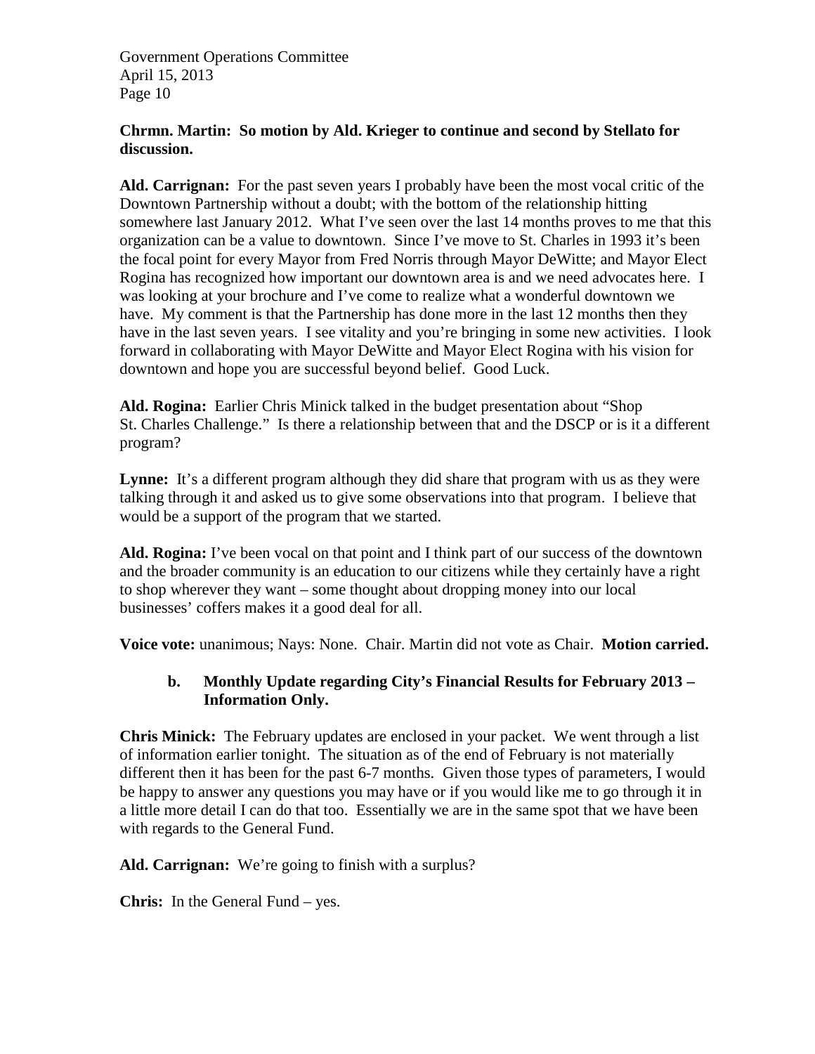**Chrmn. Martin: So motion by Ald. Krieger to continue and second by Stellato for discussion.**

**Ald. Carrignan:** For the past seven years I probably have been the most vocal critic of the Downtown Partnership without a doubt; with the bottom of the relationship hitting somewhere last January 2012. What I've seen over the last 14 months proves to me that this organization can be a value to downtown. Since I've move to St. Charles in 1993 it's been the focal point for every Mayor from Fred Norris through Mayor DeWitte; and Mayor Elect Rogina has recognized how important our downtown area is and we need advocates here. I was looking at your brochure and I've come to realize what a wonderful downtown we have. My comment is that the Partnership has done more in the last 12 months then they have in the last seven years. I see vitality and you're bringing in some new activities. I look forward in collaborating with Mayor DeWitte and Mayor Elect Rogina with his vision for downtown and hope you are successful beyond belief. Good Luck.

**Ald. Rogina:** Earlier Chris Minick talked in the budget presentation about "Shop St. Charles Challenge." Is there a relationship between that and the DSCP or is it a different program?

**Lynne:** It's a different program although they did share that program with us as they were talking through it and asked us to give some observations into that program. I believe that would be a support of the program that we started.

**Ald. Rogina:** I've been vocal on that point and I think part of our success of the downtown and the broader community is an education to our citizens while they certainly have a right to shop wherever they want – some thought about dropping money into our local businesses' coffers makes it a good deal for all.

**Voice vote:** unanimous; Nays: None. Chair. Martin did not vote as Chair. **Motion carried.**

**b. Monthly Update regarding City's Financial Results for February 2013 – Information Only.**

**Chris Minick:** The February updates are enclosed in your packet. We went through a list of information earlier tonight. The situation as of the end of February is not materially different then it has been for the past 6-7 months. Given those types of parameters, I would be happy to answer any questions you may have or if you would like me to go through it in a little more detail I can do that too. Essentially we are in the same spot that we have been with regards to the General Fund.

**Ald. Carrignan:** We're going to finish with a surplus?

**Chris:** In the General Fund – yes.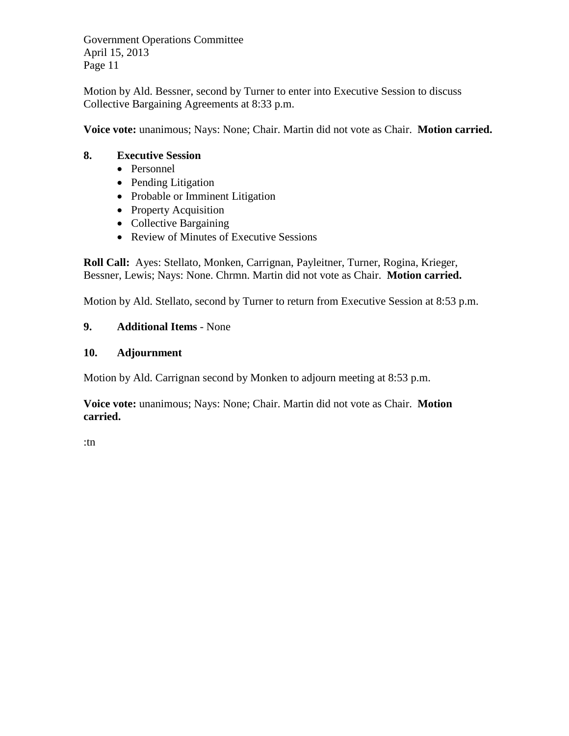Motion by Ald. Bessner, second by Turner to enter into Executive Session to discuss Collective Bargaining Agreements at 8:33 p.m.

**Voice vote:** unanimous; Nays: None; Chair. Martin did not vote as Chair. **Motion carried.**

**8. Executive Session**

- Personnel
- Pending Litigation
- Probable or Imminent Litigation
- Property Acquisition
- Collective Bargaining
- Review of Minutes of Executive Sessions

**Roll Call:** Ayes: Stellato, Monken, Carrignan, Payleitner, Turner, Rogina, Krieger, Bessner, Lewis; Nays: None. Chrmn. Martin did not vote as Chair. **Motion carried.**

Motion by Ald. Stellato, second by Turner to return from Executive Session at 8:53 p.m.

**9. Additional Items** - None

**10. Adjournment**

Motion by Ald. Carrignan second by Monken to adjourn meeting at 8:53 p.m.

**Voice vote:** unanimous; Nays: None; Chair. Martin did not vote as Chair. **Motion carried.**

:tn